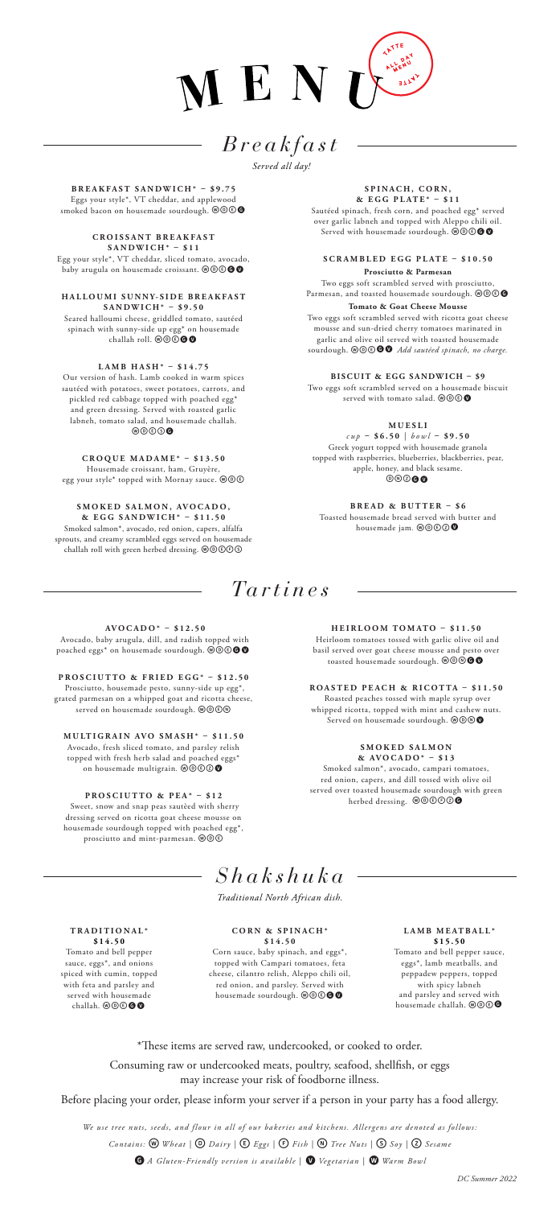# MENU

TATTE ALL DAY MENU

## *Breakfast*

*Served all day!*

**BREAKFAST SANDWICH* – $9.75**
Eggs your style*, VT cheddar, and applewood smoked bacon on housemade sourdough. Ⓦ Ⓓ Ⓔ 🅖

**CROISSANT BREAKFAST SANDWICH* – $11**
Egg your style*, VT cheddar, sliced tomato, avocado, baby arugula on housemade croissant. Ⓦ Ⓓ Ⓔ 🅖 🅥

**HALLOUMI SUNNY-SIDE BREAKFAST SANDWICH* – $9.50**
Seared halloumi cheese, griddled tomato, sautéed spinach with sunny-side up egg* on housemade challah roll. Ⓦ Ⓓ Ⓔ 🅖 🅥

**LAMB HASH* – $14.75**
Our version of hash. Lamb cooked in warm spices sautéed with potatoes, sweet potatoes, carrots, and pickled red cabbage topped with poached egg* and green dressing. Served with roasted garlic labneh, tomato salad, and housemade challah. Ⓦ Ⓓ Ⓔ Ⓢ 🅖

**CROQUE MADAME* – $13.50**
Housemade croissant, ham, Gruyère, egg your style* topped with Mornay sauce. Ⓦ Ⓓ Ⓔ

**SMOKED SALMON, AVOCADO, & EGG SANDWICH* – $11.50**
Smoked salmon*, avocado, red onion, capers, alfalfa sprouts, and creamy scrambled eggs served on housemade challah roll with green herbed dressing. Ⓦ Ⓓ Ⓔ Ⓕ Ⓢ

**SPINACH, CORN, & EGG PLATE* – $11**
Sautéed spinach, fresh corn, and poached egg* served over garlic labneh and topped with Aleppo chili oil. Served with housemade sourdough. Ⓦ Ⓓ Ⓔ 🅖 🅥

**SCRAMBLED EGG PLATE – $10.50**

**Prosciutto & Parmesan**
Two eggs soft scrambled served with prosciutto, Parmesan, and toasted housemade sourdough. Ⓦ Ⓓ Ⓔ 🅖

**Tomato & Goat Cheese Mousse**
Two eggs soft scrambled served with ricotta goat cheese mousse and sun-dried cherry tomatoes marinated in garlic and olive oil served with toasted housemade sourdough. Ⓦ Ⓓ Ⓔ 🅖 🅥 *Add sautéed spinach, no charge.*

**BISCUIT & EGG SANDWICH – $9**
Two eggs soft scrambled served on a housemade biscuit served with tomato salad. Ⓦ Ⓓ Ⓔ 🅥

**MUESLI**
*cup* – $6.50 | *bowl* – $9.50
Greek yogurt topped with housemade granola topped with raspberries, blueberries, blackberries, pear, apple, honey, and black sesame. Ⓓ Ⓝ Ⓩ 🅖 🅥

**BREAD & BUTTER – $6**
Toasted housemade bread served with butter and housemade jam. Ⓦ Ⓓ Ⓔ Ⓩ 🅥

## *Tartines*

**AVOCADO* – $12.50**
Avocado, baby arugula, dill, and radish topped with poached eggs* on housemade sourdough. Ⓦ Ⓓ Ⓔ 🅖 🅥

**PROSCIUTTO & FRIED EGG* – $12.50**
Prosciutto, housemade pesto, sunny-side up egg*, grated parmesan on a whipped goat and ricotta cheese, served on housemade sourdough. Ⓦ Ⓓ Ⓔ Ⓝ

**MULTIGRAIN AVO SMASH* – $11.50**
Avocado, fresh sliced tomato, and parsley relish topped with fresh herb salad and poached eggs* on housemade multigrain. Ⓦ Ⓓ Ⓔ Ⓩ 🅥

**PROSCIUTTO & PEA* – $12**
Sweet, snow and snap peas sautèed with sherry dressing served on ricotta goat cheese mousse on housemade sourdough topped with poached egg*, prosciutto and mint-parmesan. Ⓦ Ⓓ Ⓔ

**HEIRLOOM TOMATO – $11.50**
Heirloom tomatoes tossed with garlic olive oil and basil served over goat cheese mousse and pesto over toasted housemade sourdough. Ⓦ Ⓓ Ⓝ 🅖 🅥

**ROASTED PEACH & RICOTTA – $11.50**
Roasted peaches tossed with maple syrup over whipped ricotta, topped with mint and cashew nuts. Served on housemade sourdough. Ⓦ Ⓓ Ⓝ 🅥

**SMOKED SALMON & AVOCADO* – $13**
Smoked salmon*, avocado, campari tomatoes, red onion, capers, and dill tossed with olive oil served over toasted housemade sourdough with green herbed dressing. Ⓦ Ⓓ Ⓔ Ⓕ Ⓩ 🅖

## *Shakshuka*

*Traditional North African dish.*

**TRADITIONAL* $14.50**
Tomato and bell pepper sauce, eggs*, and onions spiced with cumin, topped with feta and parsley and served with housemade challah. Ⓦ Ⓓ Ⓔ 🅖 🅥

**CORN & SPINACH* $14.50**
Corn sauce, baby spinach, and eggs*, topped with Campari tomatoes, feta cheese, cilantro relish, Aleppo chili oil, red onion, and parsley. Served with housemade sourdough. Ⓦ Ⓓ Ⓔ 🅖 🅥

**LAMB MEATBALL* $15.50**
Tomato and bell pepper sauce, eggs*, lamb meatballs, and peppadew peppers, topped with spicy labneh and parsley and served with housemade challah. Ⓦ Ⓓ Ⓔ 🅖

*These items are served raw, undercooked, or cooked to order.

Consuming raw or undercooked meats, poultry, seafood, shellfish, or eggs may increase your risk of foodborne illness.

Before placing your order, please inform your server if a person in your party has a food allergy.

*We use tree nuts, seeds, and flour in all of our bakeries and kitchens. Allergens are denoted as follows:*

*Contains:* Ⓦ *Wheat* | Ⓓ *Dairy* | Ⓔ *Eggs* | Ⓕ *Fish* | Ⓝ *Tree Nuts* | Ⓢ *Soy* | Ⓩ *Sesame*

🅖 *A Gluten-Friendly version is available* | 🅥 *Vegetarian* | 🅦 *Warm Bowl*

*DC Summer 2022*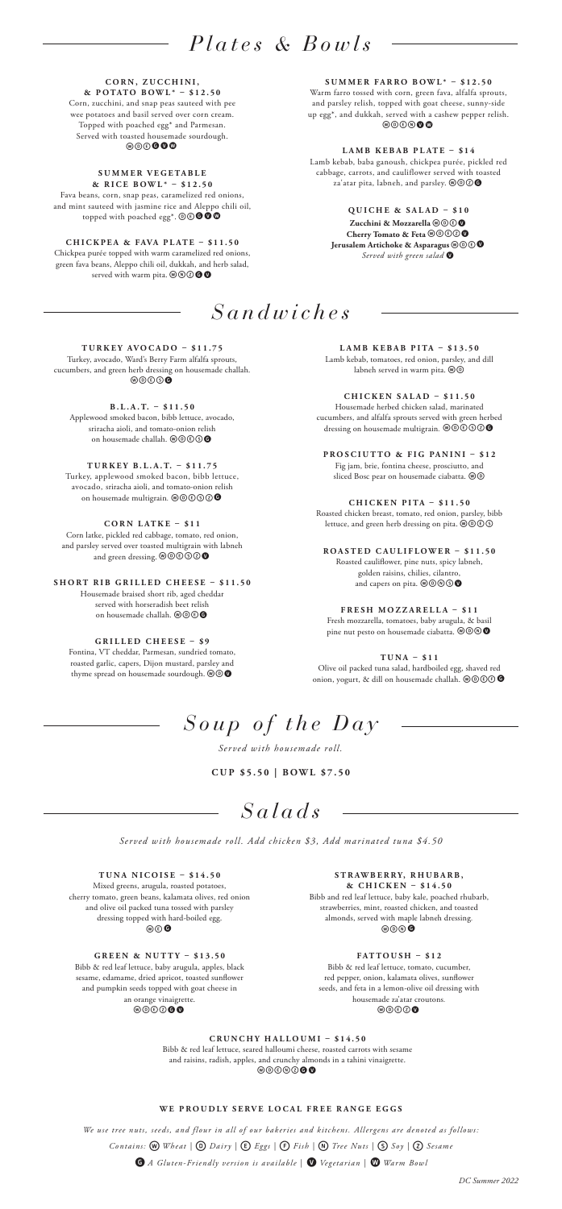# *Plates & Bowls*

**CORN, ZUCCHINI, & POTATO BOWL* – $12.50**
Corn, zucchini, and snap peas sauteed with pee wee potatoes and basil served over corn cream. Topped with poached egg* and Parmesan. Served with toasted housemade sourdough.
Ⓦ Ⓓ Ⓔ Ⓖ Ⓥ Ⓦ

**SUMMER VEGETABLE & RICE BOWL* – $12.50**
Fava beans, corn, snap peas, caramelized red onions, and mint sauteed with jasmine rice and Aleppo chili oil, topped with poached egg*. Ⓓ Ⓔ Ⓖ Ⓥ Ⓦ

**CHICKPEA & FAVA PLATE – $11.50**
Chickpea purée topped with warm caramelized red onions, green fava beans, Aleppo chili oil, dukkah, and herb salad, served with warm pita. Ⓦ Ⓝ Ⓩ Ⓖ Ⓥ

**SUMMER FARRO BOWL* – $12.50**
Warm farro tossed with corn, green fava, alfalfa sprouts, and parsley relish, topped with goat cheese, sunny-side up egg*, and dukkah, served with a cashew pepper relish.
Ⓦ Ⓓ Ⓔ Ⓝ Ⓥ Ⓦ

**LAMB KEBAB PLATE – $14**
Lamb kebab, baba ganoush, chickpea purée, pickled red cabbage, carrots, and cauliflower served with toasted za'atar pita, labneh, and parsley. Ⓦ Ⓓ Ⓩ Ⓖ

**QUICHE & SALAD – $10**
**Zucchini & Mozzarella** Ⓦ Ⓓ Ⓔ Ⓥ
**Cherry Tomato & Feta** Ⓦ Ⓓ Ⓔ Ⓩ Ⓥ
**Jerusalem Artichoke & Asparagus** Ⓦ Ⓓ Ⓔ Ⓥ
*Served with green salad* Ⓥ

# *Sandwiches*

**TURKEY AVOCADO – $11.75**
Turkey, avocado, Ward's Berry Farm alfalfa sprouts, cucumbers, and green herb dressing on housemade challah.
Ⓦ Ⓓ Ⓔ Ⓢ Ⓖ

**B.L.A.T. – $11.50**
Applewood smoked bacon, bibb lettuce, avocado, sriracha aioli, and tomato-onion relish on housemade challah. Ⓦ Ⓓ Ⓔ Ⓢ Ⓖ

**TURKEY B.L.A.T. – $11.75**
Turkey, applewood smoked bacon, bibb lettuce, avocado, sriracha aioli, and tomato-onion relish on housemade multigrain. Ⓦ Ⓓ Ⓔ Ⓢ Ⓩ Ⓖ

**CORN LATKE – $11**
Corn latke, pickled red cabbage, tomato, red onion, and parsley served over toasted multigrain with labneh and green dressing. Ⓦ Ⓓ Ⓔ Ⓢ Ⓩ Ⓥ

**SHORT RIB GRILLED CHEESE – $11.50**
Housemade braised short rib, aged cheddar served with horseradish beet relish on housemade challah. Ⓦ Ⓓ Ⓔ Ⓖ

**GRILLED CHEESE – $9**
Fontina, VT cheddar, Parmesan, sundried tomato, roasted garlic, capers, Dijon mustard, parsley and thyme spread on housemade sourdough. Ⓦ Ⓓ Ⓥ

**LAMB KEBAB PITA – $13.50**
Lamb kebab, tomatoes, red onion, parsley, and dill labneh served in warm pita. Ⓦ Ⓓ

**CHICKEN SALAD – $11.50**
Housemade herbed chicken salad, marinated cucumbers, and alfalfa sprouts served with green herbed dressing on housemade multigrain. Ⓦ Ⓓ Ⓔ Ⓢ Ⓩ Ⓖ

**PROSCIUTTO & FIG PANINI – $12**
Fig jam, brie, fontina cheese, prosciutto, and sliced Bosc pear on housemade ciabatta. Ⓦ Ⓓ

**CHICKEN PITA – $11.50**
Roasted chicken breast, tomato, red onion, parsley, bibb lettuce, and green herb dressing on pita. Ⓦ Ⓓ Ⓔ Ⓢ

**ROASTED CAULIFLOWER – $11.50**
Roasted cauliflower, pine nuts, spicy labneh, golden raisins, chilies, cilantro, and capers on pita. Ⓦ Ⓓ Ⓝ Ⓢ Ⓥ

**FRESH MOZZARELLA – $11**
Fresh mozzarella, tomatoes, baby arugula, & basil pine nut pesto on housemade ciabatta. Ⓦ Ⓓ Ⓝ Ⓥ

**TUNA – $11**
Olive oil packed tuna salad, hardboiled egg, shaved red onion, yogurt, & dill on housemade challah. Ⓦ Ⓓ Ⓔ Ⓕ Ⓖ

# *Soup of the Day*

*Served with housemade roll.*

**CUP $5.50 | BOWL $7.50**

# *Salads*

*Served with housemade roll. Add chicken $3, Add marinated tuna $4.50*

**TUNA NICOISE – $14.50**
Mixed greens, arugula, roasted potatoes, cherry tomato, green beans, kalamata olives, red onion and olive oil packed tuna tossed with parsley dressing topped with hard-boiled egg.
Ⓔ Ⓕ Ⓖ

**GREEN & NUTTY – $13.50**
Bibb & red leaf lettuce, baby arugula, apples, black sesame, edamame, dried apricot, toasted sunflower and pumpkin seeds topped with goat cheese in an orange vinaigrette.
Ⓦ Ⓓ Ⓢ Ⓩ Ⓖ Ⓥ

**STRAWBERRY, RHUBARB, & CHICKEN – $14.50**
Bibb and red leaf lettuce, baby kale, poached rhubarb, strawberries, mint, roasted chicken, and toasted almonds, served with maple labneh dressing.
Ⓦ Ⓓ Ⓝ Ⓖ

**FATTOUSH – $12**
Bibb & red leaf lettuce, tomato, cucumber, red pepper, onion, kalamata olives, sunflower seeds, and feta in a lemon-olive oil dressing with housemade za'atar croutons.
Ⓦ Ⓓ Ⓔ Ⓩ Ⓥ

**CRUNCHY HALLOUMI – $14.50**
Bibb & red leaf lettuce, seared halloumi cheese, roasted carrots with sesame and raisins, radish, apples, and crunchy almonds in a tahini vinaigrette.
Ⓦ Ⓓ Ⓔ Ⓝ Ⓩ Ⓖ Ⓥ

**WE PROUDLY SERVE LOCAL FREE RANGE EGGS**

*We use tree nuts, seeds, and flour in all of our bakeries and kitchens. Allergens are denoted as follows:*
*Contains:* Ⓦ *Wheat* | Ⓓ *Dairy* | Ⓔ *Eggs* | Ⓕ *Fish* | Ⓝ *Tree Nuts* | Ⓢ *Soy* | Ⓩ *Sesame*
Ⓖ *A Gluten-Friendly version is available* | Ⓥ *Vegetarian* | Ⓦ *Warm Bowl*

*DC Summer 2022*